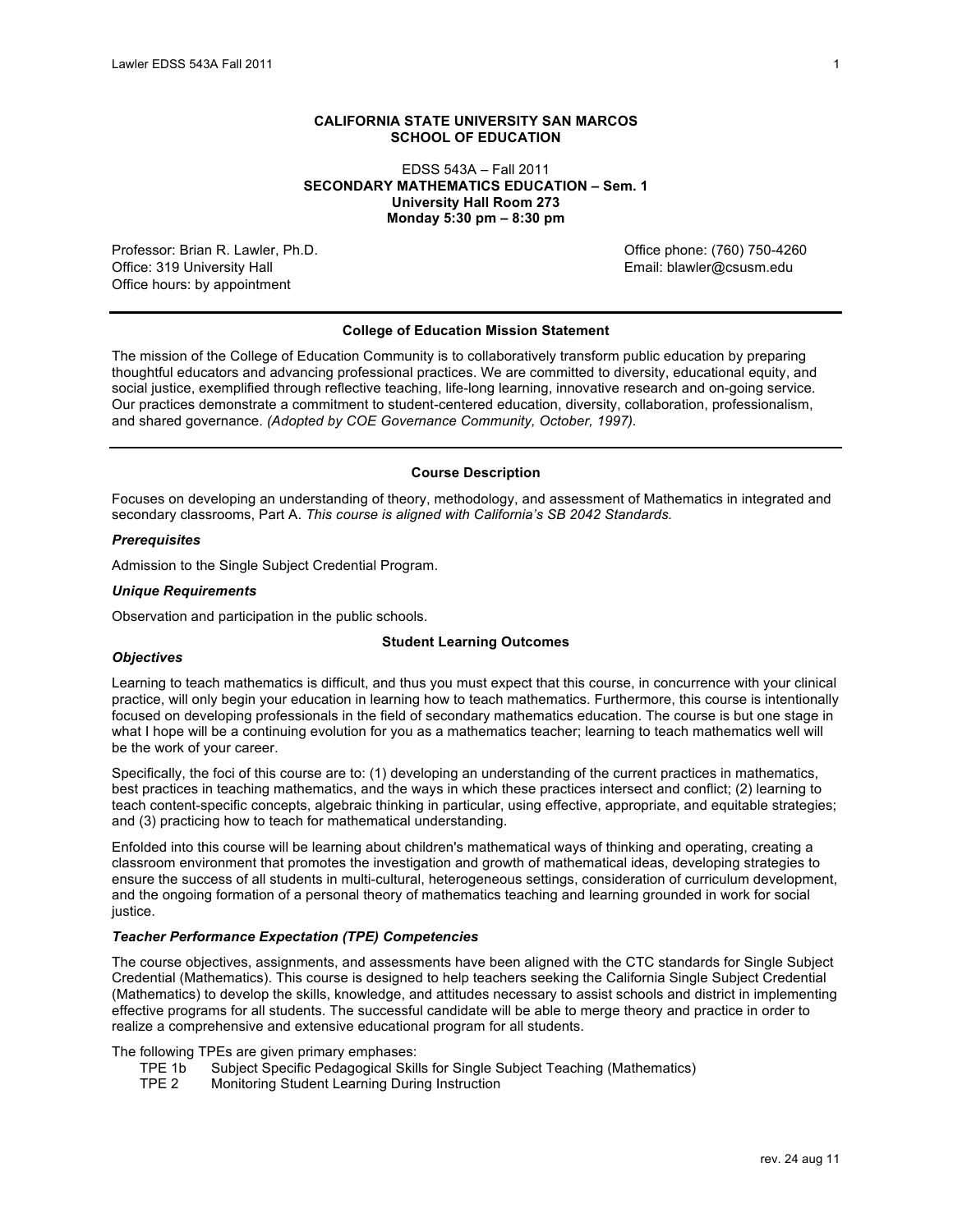# CALIFORNIA STATE UNIVERSITY SAN MARCOS
## SCHOOL OF EDUCATION

EDSS 543A – Fall 2011
**SECONDARY MATHEMATICS EDUCATION – Sem. 1**
**University Hall Room 273**
**Monday 5:30 pm – 8:30 pm**

Professor: Brian R. Lawler, Ph.D.
Office: 319 University Hall
Office hours: by appointment

Office phone: (760) 750-4260
Email: blawler@csusm.edu

---

### College of Education Mission Statement

The mission of the College of Education Community is to collaboratively transform public education by preparing thoughtful educators and advancing professional practices. We are committed to diversity, educational equity, and social justice, exemplified through reflective teaching, life-long learning, innovative research and on-going service. Our practices demonstrate a commitment to student-centered education, diversity, collaboration, professionalism, and shared governance. *(Adopted by COE Governance Community, October, 1997).*

---

### Course Description

Focuses on developing an understanding of theory, methodology, and assessment of Mathematics in integrated and secondary classrooms, Part A. *This course is aligned with California's SB 2042 Standards.*

***Prerequisites***

Admission to the Single Subject Credential Program.

***Unique Requirements***

Observation and participation in the public schools.

### Student Learning Outcomes

***Objectives***

Learning to teach mathematics is difficult, and thus you must expect that this course, in concurrence with your clinical practice, will only begin your education in learning how to teach mathematics. Furthermore, this course is intentionally focused on developing professionals in the field of secondary mathematics education. The course is but one stage in what I hope will be a continuing evolution for you as a mathematics teacher; learning to teach mathematics well will be the work of your career.

Specifically, the foci of this course are to: (1) developing an understanding of the current practices in mathematics, best practices in teaching mathematics, and the ways in which these practices intersect and conflict; (2) learning to teach content-specific concepts, algebraic thinking in particular, using effective, appropriate, and equitable strategies; and (3) practicing how to teach for mathematical understanding.

Enfolded into this course will be learning about children's mathematical ways of thinking and operating, creating a classroom environment that promotes the investigation and growth of mathematical ideas, developing strategies to ensure the success of all students in multi-cultural, heterogeneous settings, consideration of curriculum development, and the ongoing formation of a personal theory of mathematics teaching and learning grounded in work for social justice.

***Teacher Performance Expectation (TPE) Competencies***

The course objectives, assignments, and assessments have been aligned with the CTC standards for Single Subject Credential (Mathematics). This course is designed to help teachers seeking the California Single Subject Credential (Mathematics) to develop the skills, knowledge, and attitudes necessary to assist schools and district in implementing effective programs for all students. The successful candidate will be able to merge theory and practice in order to realize a comprehensive and extensive educational program for all students.

The following TPEs are given primary emphases:

- TPE 1b Subject Specific Pedagogical Skills for Single Subject Teaching (Mathematics)
- TPE 2 Monitoring Student Learning During Instruction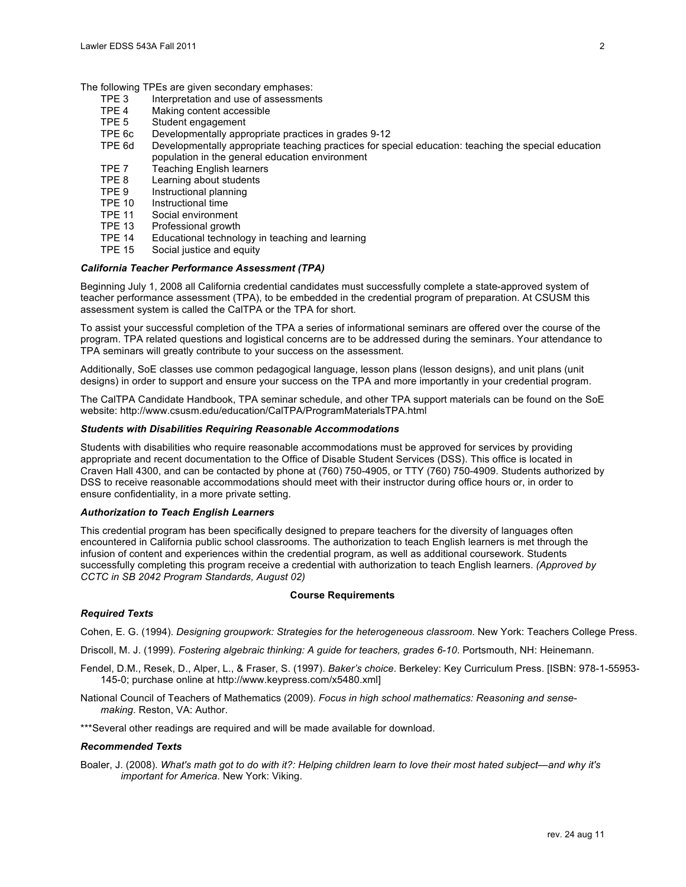The following TPEs are given secondary emphases:

- TPE 3 Interpretation and use of assessments
- TPE 4 Making content accessible
- TPE 5 Student engagement
- TPE 6c Developmentally appropriate practices in grades 9-12
- TPE 6d Developmentally appropriate teaching practices for special education: teaching the special education population in the general education environment
- TPE 7 Teaching English learners
- TPE 8 Learning about students
- TPE 9 Instructional planning
- TPE 10 Instructional time
- TPE 11 Social environment
- TPE 13 Professional growth
- TPE 14 Educational technology in teaching and learning
- TPE 15 Social justice and equity

### *California Teacher Performance Assessment (TPA)*

Beginning July 1, 2008 all California credential candidates must successfully complete a state-approved system of teacher performance assessment (TPA), to be embedded in the credential program of preparation. At CSUSM this assessment system is called the CalTPA or the TPA for short.

To assist your successful completion of the TPA a series of informational seminars are offered over the course of the program. TPA related questions and logistical concerns are to be addressed during the seminars. Your attendance to TPA seminars will greatly contribute to your success on the assessment.

Additionally, SoE classes use common pedagogical language, lesson plans (lesson designs), and unit plans (unit designs) in order to support and ensure your success on the TPA and more importantly in your credential program.

The CalTPA Candidate Handbook, TPA seminar schedule, and other TPA support materials can be found on the SoE website: http://www.csusm.edu/education/CalTPA/ProgramMaterialsTPA.html

### *Students with Disabilities Requiring Reasonable Accommodations*

Students with disabilities who require reasonable accommodations must be approved for services by providing appropriate and recent documentation to the Office of Disable Student Services (DSS). This office is located in Craven Hall 4300, and can be contacted by phone at (760) 750-4905, or TTY (760) 750-4909. Students authorized by DSS to receive reasonable accommodations should meet with their instructor during office hours or, in order to ensure confidentiality, in a more private setting.

### *Authorization to Teach English Learners*

This credential program has been specifically designed to prepare teachers for the diversity of languages often encountered in California public school classrooms. The authorization to teach English learners is met through the infusion of content and experiences within the credential program, as well as additional coursework. Students successfully completing this program receive a credential with authorization to teach English learners. *(Approved by CCTC in SB 2042 Program Standards, August 02)*

## Course Requirements

### *Required Texts*

Cohen, E. G. (1994). *Designing groupwork: Strategies for the heterogeneous classroom*. New York: Teachers College Press.

Driscoll, M. J. (1999). *Fostering algebraic thinking: A guide for teachers, grades 6-10*. Portsmouth, NH: Heinemann.

Fendel, D.M., Resek, D., Alper, L., & Fraser, S. (1997). *Baker's choice*. Berkeley: Key Curriculum Press. [ISBN: 978-1-55953-145-0; purchase online at http://www.keypress.com/x5480.xml]

National Council of Teachers of Mathematics (2009). *Focus in high school mathematics: Reasoning and sense-making*. Reston, VA: Author.

***Several other readings are required and will be made available for download.

### *Recommended Texts*

Boaler, J. (2008). *What's math got to do with it?: Helping children learn to love their most hated subject—and why it's important for America*. New York: Viking.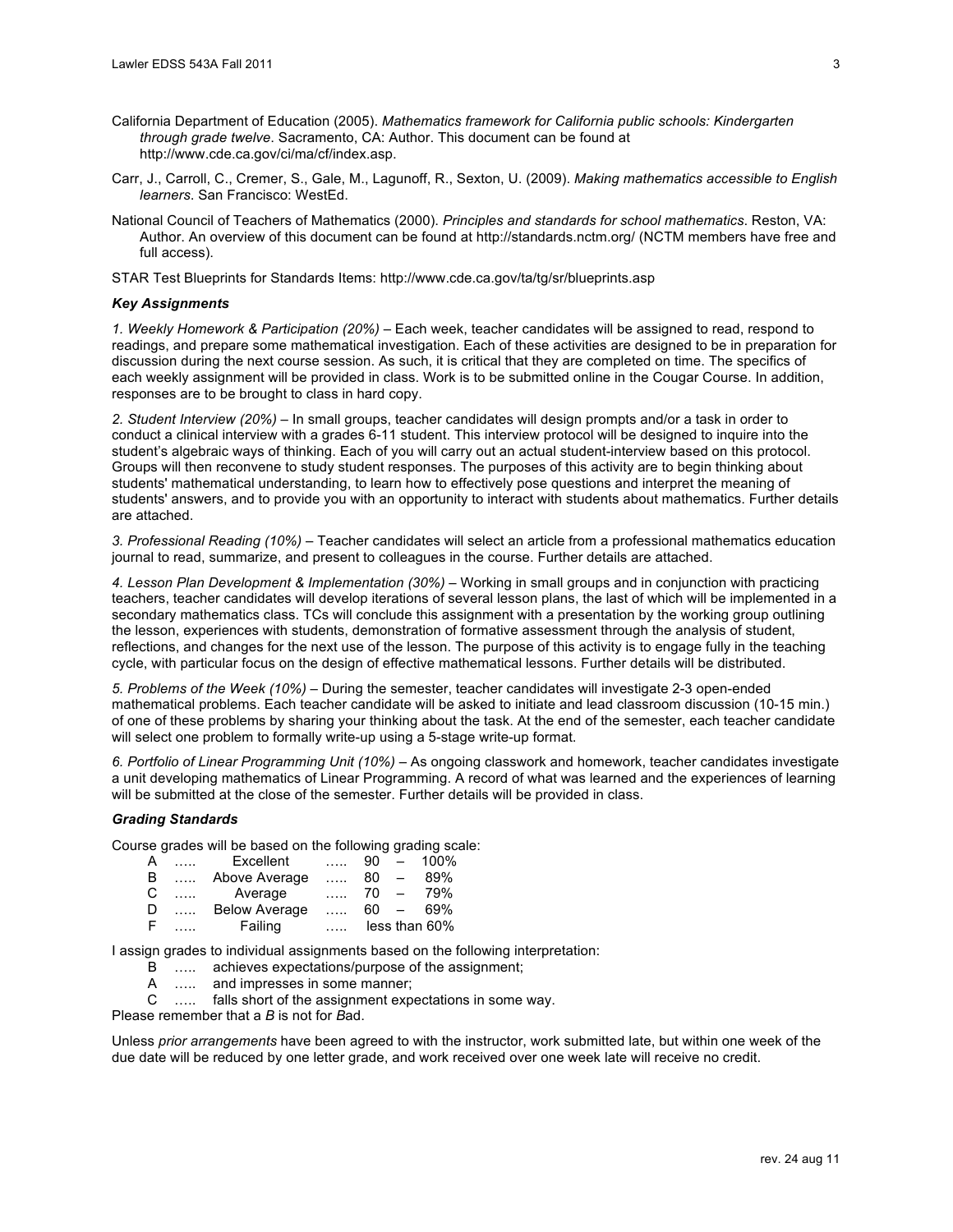California Department of Education (2005). *Mathematics framework for California public schools: Kindergarten through grade twelve*. Sacramento, CA: Author. This document can be found at http://www.cde.ca.gov/ci/ma/cf/index.asp.

Carr, J., Carroll, C., Cremer, S., Gale, M., Lagunoff, R., Sexton, U. (2009). *Making mathematics accessible to English learners*. San Francisco: WestEd.

National Council of Teachers of Mathematics (2000). *Principles and standards for school mathematics*. Reston, VA: Author. An overview of this document can be found at http://standards.nctm.org/ (NCTM members have free and full access).

STAR Test Blueprints for Standards Items: http://www.cde.ca.gov/ta/tg/sr/blueprints.asp

### *Key Assignments*

*1. Weekly Homework & Participation (20%)* – Each week, teacher candidates will be assigned to read, respond to readings, and prepare some mathematical investigation. Each of these activities are designed to be in preparation for discussion during the next course session. As such, it is critical that they are completed on time. The specifics of each weekly assignment will be provided in class. Work is to be submitted online in the Cougar Course. In addition, responses are to be brought to class in hard copy.

*2. Student Interview (20%)* – In small groups, teacher candidates will design prompts and/or a task in order to conduct a clinical interview with a grades 6-11 student. This interview protocol will be designed to inquire into the student's algebraic ways of thinking. Each of you will carry out an actual student-interview based on this protocol. Groups will then reconvene to study student responses. The purposes of this activity are to begin thinking about students' mathematical understanding, to learn how to effectively pose questions and interpret the meaning of students' answers, and to provide you with an opportunity to interact with students about mathematics. Further details are attached.

*3. Professional Reading (10%)* – Teacher candidates will select an article from a professional mathematics education journal to read, summarize, and present to colleagues in the course. Further details are attached.

*4. Lesson Plan Development & Implementation (30%)* – Working in small groups and in conjunction with practicing teachers, teacher candidates will develop iterations of several lesson plans, the last of which will be implemented in a secondary mathematics class. TCs will conclude this assignment with a presentation by the working group outlining the lesson, experiences with students, demonstration of formative assessment through the analysis of student, reflections, and changes for the next use of the lesson. The purpose of this activity is to engage fully in the teaching cycle, with particular focus on the design of effective mathematical lessons. Further details will be distributed.

*5. Problems of the Week (10%)* – During the semester, teacher candidates will investigate 2-3 open-ended mathematical problems. Each teacher candidate will be asked to initiate and lead classroom discussion (10-15 min.) of one of these problems by sharing your thinking about the task. At the end of the semester, each teacher candidate will select one problem to formally write-up using a 5-stage write-up format.

*6. Portfolio of Linear Programming Unit (10%)* – As ongoing classwork and homework, teacher candidates investigate a unit developing mathematics of Linear Programming. A record of what was learned and the experiences of learning will be submitted at the close of the semester. Further details will be provided in class.

### *Grading Standards*

Course grades will be based on the following grading scale:

| | | |
|---|---|---|
| A | Excellent | 90 – 100% |
| B | Above Average | 80 – 89% |
| C | Average | 70 – 79% |
| D | Below Average | 60 – 69% |
| F | Failing | less than 60% |

I assign grades to individual assignments based on the following interpretation:

- B ….. achieves expectations/purpose of the assignment;
- A ….. and impresses in some manner;
- C ….. falls short of the assignment expectations in some way.

Please remember that a *B* is not for *B*ad.

Unless *prior arrangements* have been agreed to with the instructor, work submitted late, but within one week of the due date will be reduced by one letter grade, and work received over one week late will receive no credit.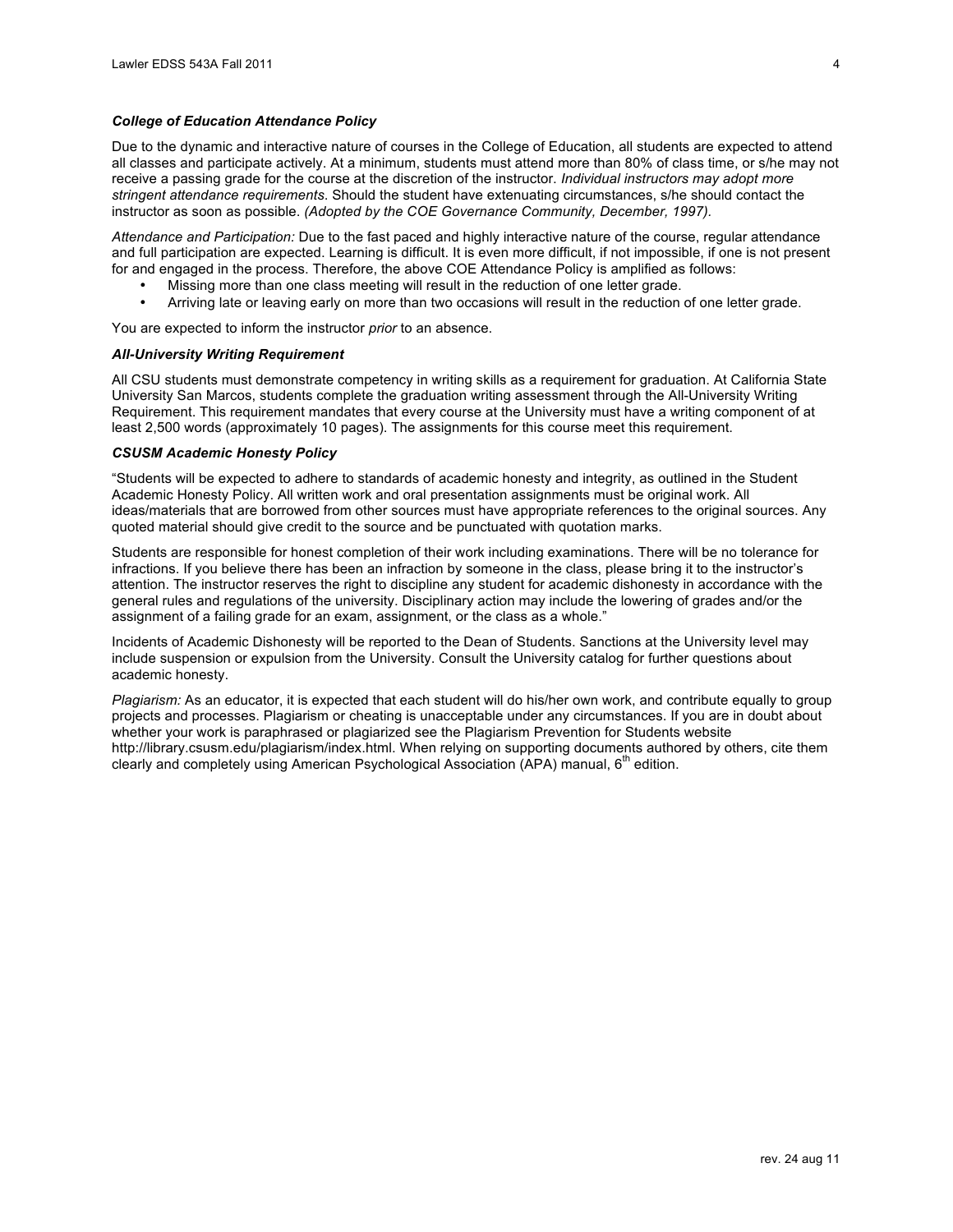### *College of Education Attendance Policy*

Due to the dynamic and interactive nature of courses in the College of Education, all students are expected to attend all classes and participate actively. At a minimum, students must attend more than 80% of class time, or s/he may not receive a passing grade for the course at the discretion of the instructor. *Individual instructors may adopt more stringent attendance requirements*. Should the student have extenuating circumstances, s/he should contact the instructor as soon as possible. *(Adopted by the COE Governance Community, December, 1997).*

*Attendance and Participation:* Due to the fast paced and highly interactive nature of the course, regular attendance and full participation are expected. Learning is difficult. It is even more difficult, if not impossible, if one is not present for and engaged in the process. Therefore, the above COE Attendance Policy is amplified as follows:

- Missing more than one class meeting will result in the reduction of one letter grade.
- Arriving late or leaving early on more than two occasions will result in the reduction of one letter grade.

You are expected to inform the instructor *prior* to an absence.

### *All-University Writing Requirement*

All CSU students must demonstrate competency in writing skills as a requirement for graduation. At California State University San Marcos, students complete the graduation writing assessment through the All-University Writing Requirement. This requirement mandates that every course at the University must have a writing component of at least 2,500 words (approximately 10 pages). The assignments for this course meet this requirement.

### *CSUSM Academic Honesty Policy*

"Students will be expected to adhere to standards of academic honesty and integrity, as outlined in the Student Academic Honesty Policy. All written work and oral presentation assignments must be original work. All ideas/materials that are borrowed from other sources must have appropriate references to the original sources. Any quoted material should give credit to the source and be punctuated with quotation marks.

Students are responsible for honest completion of their work including examinations. There will be no tolerance for infractions. If you believe there has been an infraction by someone in the class, please bring it to the instructor's attention. The instructor reserves the right to discipline any student for academic dishonesty in accordance with the general rules and regulations of the university. Disciplinary action may include the lowering of grades and/or the assignment of a failing grade for an exam, assignment, or the class as a whole."

Incidents of Academic Dishonesty will be reported to the Dean of Students. Sanctions at the University level may include suspension or expulsion from the University. Consult the University catalog for further questions about academic honesty.

*Plagiarism:* As an educator, it is expected that each student will do his/her own work, and contribute equally to group projects and processes. Plagiarism or cheating is unacceptable under any circumstances. If you are in doubt about whether your work is paraphrased or plagiarized see the Plagiarism Prevention for Students website http://library.csusm.edu/plagiarism/index.html. When relying on supporting documents authored by others, cite them clearly and completely using American Psychological Association (APA) manual, 6th edition.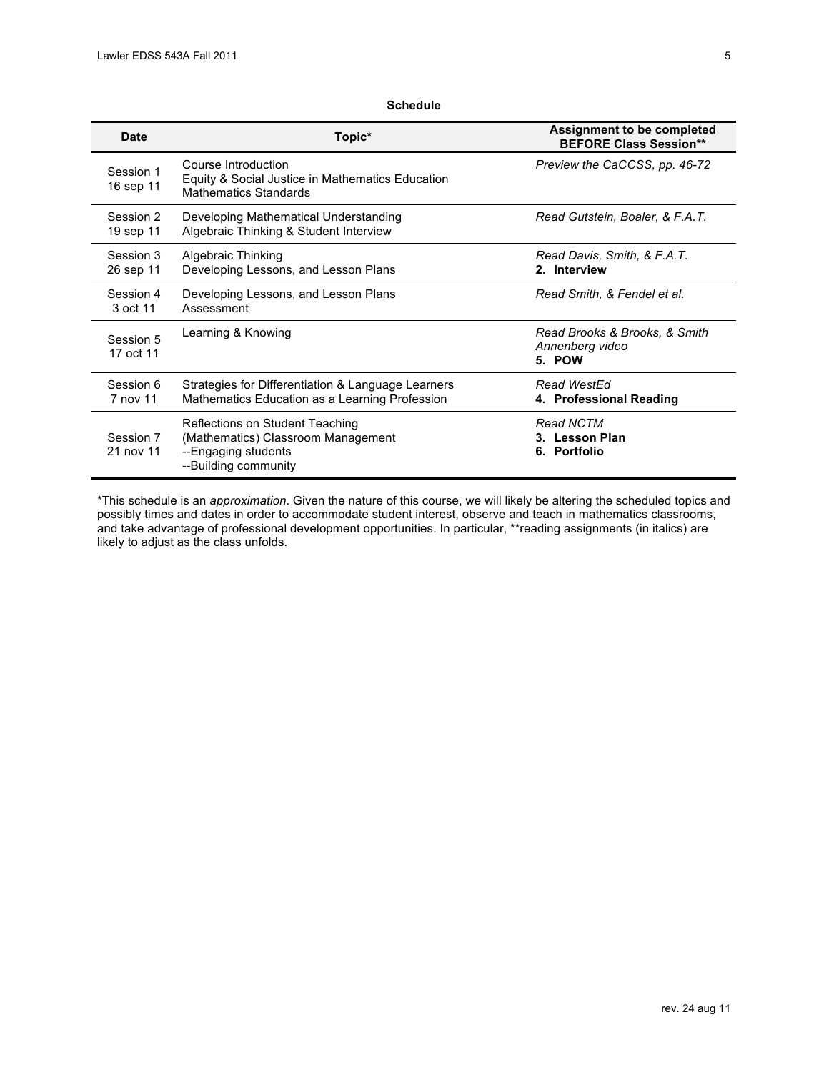**Schedule**

| Date | Topic* | Assignment to be completed BEFORE Class Session** |
|---|---|---|
| Session 1<br>16 sep 11 | Course Introduction<br>Equity & Social Justice in Mathematics Education<br>Mathematics Standards | *Preview the CaCCSS, pp. 46-72* |
| Session 2<br>19 sep 11 | Developing Mathematical Understanding<br>Algebraic Thinking & Student Interview | *Read Gutstein, Boaler, & F.A.T.* |
| Session 3<br>26 sep 11 | Algebraic Thinking<br>Developing Lessons, and Lesson Plans | *Read Davis, Smith, & F.A.T.*<br>**2. Interview** |
| Session 4<br>3 oct 11 | Developing Lessons, and Lesson Plans<br>Assessment | *Read Smith, & Fendel et al.* |
| Session 5<br>17 oct 11 | Learning & Knowing | *Read Brooks & Brooks, & Smith*<br>*Annenberg video*<br>**5. POW** |
| Session 6<br>7 nov 11 | Strategies for Differentiation & Language Learners<br>Mathematics Education as a Learning Profession | *Read WestEd*<br>**4. Professional Reading** |
| Session 7<br>21 nov 11 | Reflections on Student Teaching<br>(Mathematics) Classroom Management<br>--Engaging students<br>--Building community | *Read NCTM*<br>**3. Lesson Plan**<br>**6. Portfolio** |

*This schedule is an *approximation*. Given the nature of this course, we will likely be altering the scheduled topics and possibly times and dates in order to accommodate student interest, observe and teach in mathematics classrooms, and take advantage of professional development opportunities. In particular, **reading assignments (in italics) are likely to adjust as the class unfolds.

rev. 24 aug 11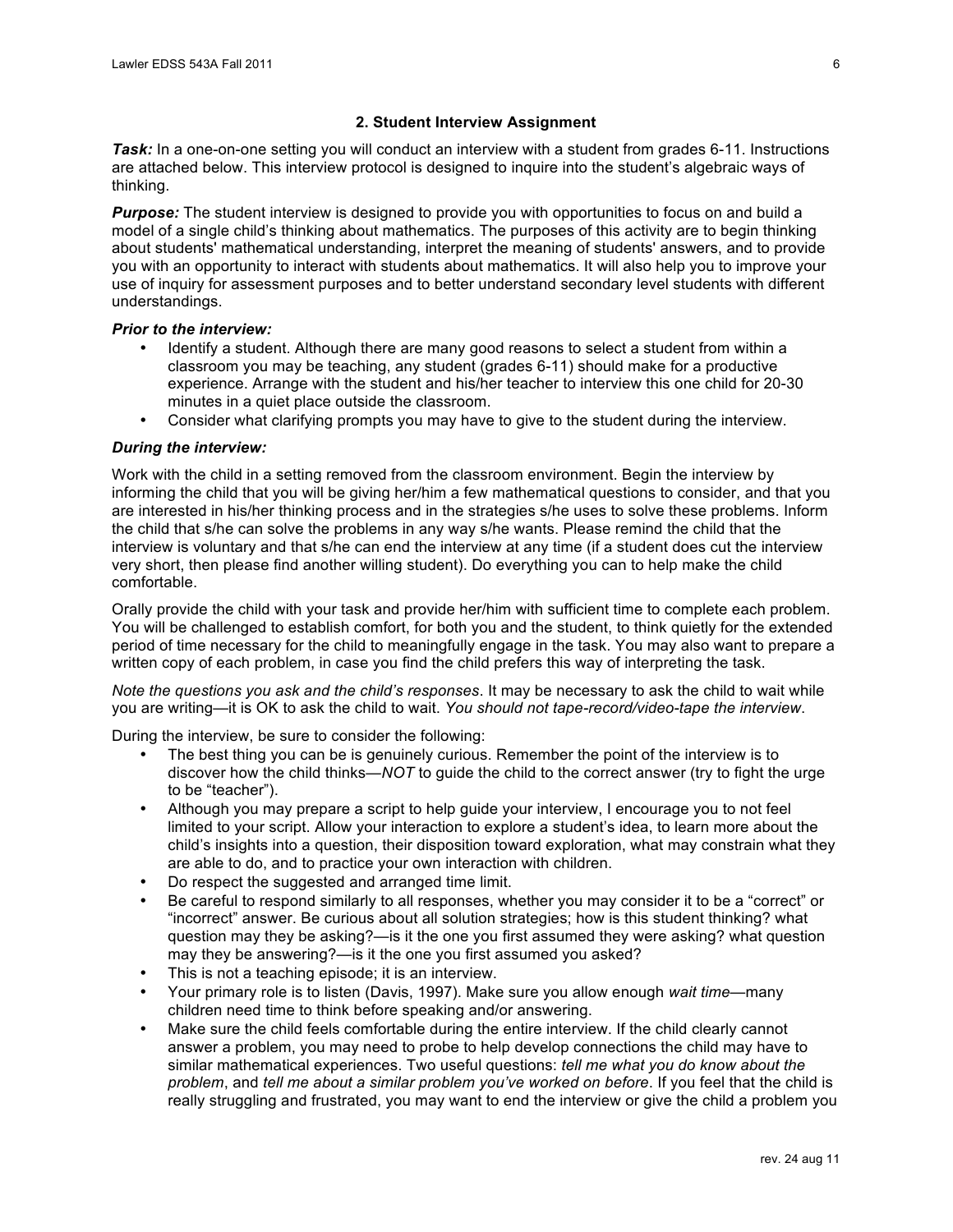## 2. Student Interview Assignment

***Task:*** In a one-on-one setting you will conduct an interview with a student from grades 6-11. Instructions are attached below. This interview protocol is designed to inquire into the student's algebraic ways of thinking.

***Purpose:*** The student interview is designed to provide you with opportunities to focus on and build a model of a single child's thinking about mathematics. The purposes of this activity are to begin thinking about students' mathematical understanding, interpret the meaning of students' answers, and to provide you with an opportunity to interact with students about mathematics. It will also help you to improve your use of inquiry for assessment purposes and to better understand secondary level students with different understandings.

***Prior to the interview:***

- Identify a student. Although there are many good reasons to select a student from within a classroom you may be teaching, any student (grades 6-11) should make for a productive experience. Arrange with the student and his/her teacher to interview this one child for 20-30 minutes in a quiet place outside the classroom.
- Consider what clarifying prompts you may have to give to the student during the interview.

***During the interview:***

Work with the child in a setting removed from the classroom environment. Begin the interview by informing the child that you will be giving her/him a few mathematical questions to consider, and that you are interested in his/her thinking process and in the strategies s/he uses to solve these problems. Inform the child that s/he can solve the problems in any way s/he wants. Please remind the child that the interview is voluntary and that s/he can end the interview at any time (if a student does cut the interview very short, then please find another willing student). Do everything you can to help make the child comfortable.

Orally provide the child with your task and provide her/him with sufficient time to complete each problem. You will be challenged to establish comfort, for both you and the student, to think quietly for the extended period of time necessary for the child to meaningfully engage in the task. You may also want to prepare a written copy of each problem, in case you find the child prefers this way of interpreting the task.

*Note the questions you ask and the child's responses*. It may be necessary to ask the child to wait while you are writing—it is OK to ask the child to wait. *You should not tape-record/video-tape the interview*.

During the interview, be sure to consider the following:

- The best thing you can be is genuinely curious. Remember the point of the interview is to discover how the child thinks—*NOT* to guide the child to the correct answer (try to fight the urge to be "teacher").
- Although you may prepare a script to help guide your interview, I encourage you to not feel limited to your script. Allow your interaction to explore a student's idea, to learn more about the child's insights into a question, their disposition toward exploration, what may constrain what they are able to do, and to practice your own interaction with children.
- Do respect the suggested and arranged time limit.
- Be careful to respond similarly to all responses, whether you may consider it to be a "correct" or "incorrect" answer. Be curious about all solution strategies; how is this student thinking? what question may they be asking?—is it the one you first assumed they were asking? what question may they be answering?—is it the one you first assumed you asked?
- This is not a teaching episode; it is an interview.
- Your primary role is to listen (Davis, 1997). Make sure you allow enough *wait time*—many children need time to think before speaking and/or answering.
- Make sure the child feels comfortable during the entire interview. If the child clearly cannot answer a problem, you may need to probe to help develop connections the child may have to similar mathematical experiences. Two useful questions: *tell me what you do know about the problem*, and *tell me about a similar problem you've worked on before*. If you feel that the child is really struggling and frustrated, you may want to end the interview or give the child a problem you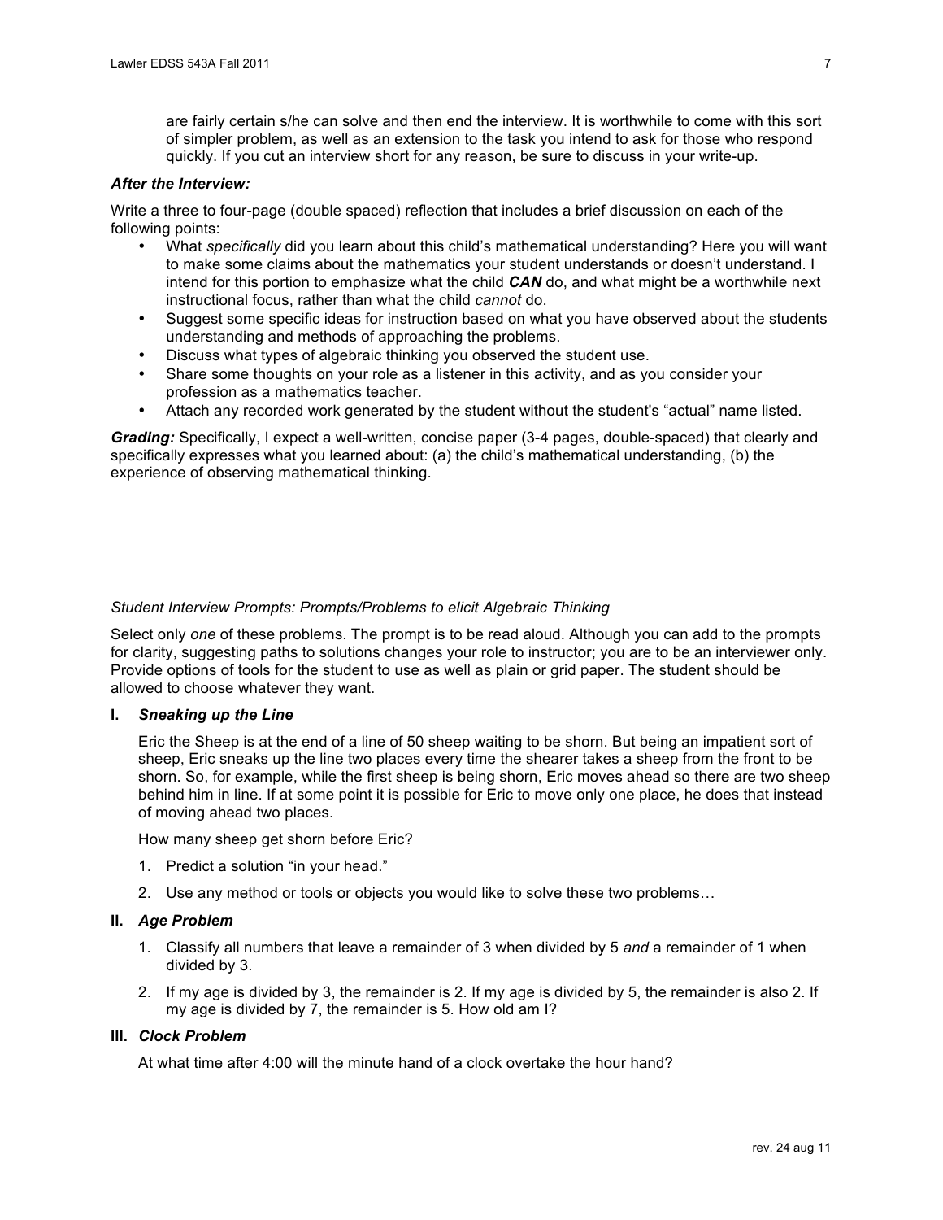are fairly certain s/he can solve and then end the interview. It is worthwhile to come with this sort of simpler problem, as well as an extension to the task you intend to ask for those who respond quickly. If you cut an interview short for any reason, be sure to discuss in your write-up.

***After the Interview:***

Write a three to four-page (double spaced) reflection that includes a brief discussion on each of the following points:

- What *specifically* did you learn about this child's mathematical understanding? Here you will want to make some claims about the mathematics your student understands or doesn't understand. I intend for this portion to emphasize what the child ***CAN*** do, and what might be a worthwhile next instructional focus, rather than what the child *cannot* do.
- Suggest some specific ideas for instruction based on what you have observed about the students understanding and methods of approaching the problems.
- Discuss what types of algebraic thinking you observed the student use.
- Share some thoughts on your role as a listener in this activity, and as you consider your profession as a mathematics teacher.
- Attach any recorded work generated by the student without the student's "actual" name listed.

***Grading:*** Specifically, I expect a well-written, concise paper (3-4 pages, double-spaced) that clearly and specifically expresses what you learned about: (a) the child's mathematical understanding, (b) the experience of observing mathematical thinking.

*Student Interview Prompts: Prompts/Problems to elicit Algebraic Thinking*

Select only *one* of these problems. The prompt is to be read aloud. Although you can add to the prompts for clarity, suggesting paths to solutions changes your role to instructor; you are to be an interviewer only. Provide options of tools for the student to use as well as plain or grid paper. The student should be allowed to choose whatever they want.

**I. *Sneaking up the Line***

Eric the Sheep is at the end of a line of 50 sheep waiting to be shorn. But being an impatient sort of sheep, Eric sneaks up the line two places every time the shearer takes a sheep from the front to be shorn. So, for example, while the first sheep is being shorn, Eric moves ahead so there are two sheep behind him in line. If at some point it is possible for Eric to move only one place, he does that instead of moving ahead two places.

How many sheep get shorn before Eric?

1. Predict a solution "in your head."
2. Use any method or tools or objects you would like to solve these two problems…

**II. *Age Problem***

1. Classify all numbers that leave a remainder of 3 when divided by 5 *and* a remainder of 1 when divided by 3.
2. If my age is divided by 3, the remainder is 2. If my age is divided by 5, the remainder is also 2. If my age is divided by 7, the remainder is 5. How old am I?

**III. *Clock Problem***

At what time after 4:00 will the minute hand of a clock overtake the hour hand?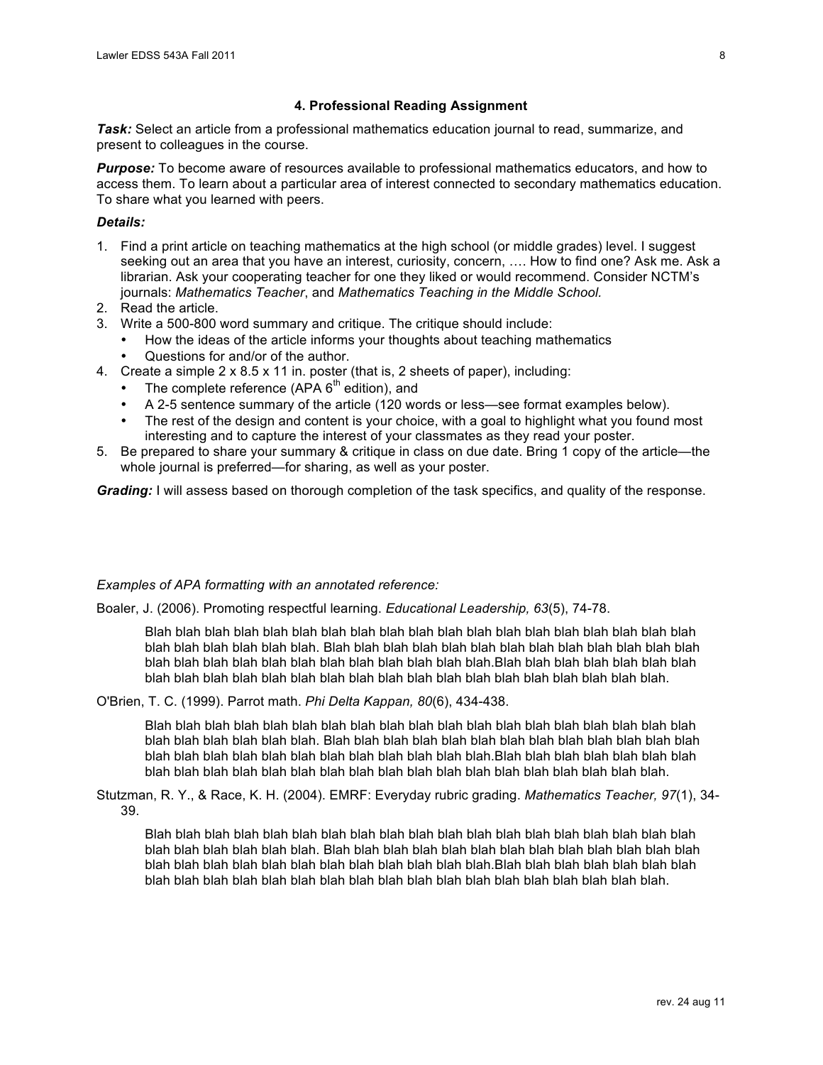## 4. Professional Reading Assignment

***Task:*** Select an article from a professional mathematics education journal to read, summarize, and present to colleagues in the course.

***Purpose:*** To become aware of resources available to professional mathematics educators, and how to access them. To learn about a particular area of interest connected to secondary mathematics education. To share what you learned with peers.

***Details:***

1. Find a print article on teaching mathematics at the high school (or middle grades) level. I suggest seeking out an area that you have an interest, curiosity, concern, …. How to find one? Ask me. Ask a librarian. Ask your cooperating teacher for one they liked or would recommend. Consider NCTM's journals: *Mathematics Teacher*, and *Mathematics Teaching in the Middle School.*
2. Read the article.
3. Write a 500-800 word summary and critique. The critique should include:
   - How the ideas of the article informs your thoughts about teaching mathematics
   - Questions for and/or of the author.
4. Create a simple 2 x 8.5 x 11 in. poster (that is, 2 sheets of paper), including:
   - The complete reference (APA 6th edition), and
   - A 2-5 sentence summary of the article (120 words or less—see format examples below).
   - The rest of the design and content is your choice, with a goal to highlight what you found most interesting and to capture the interest of your classmates as they read your poster.
5. Be prepared to share your summary & critique in class on due date. Bring 1 copy of the article—the whole journal is preferred—for sharing, as well as your poster.

***Grading:*** I will assess based on thorough completion of the task specifics, and quality of the response.

*Examples of APA formatting with an annotated reference:*

Boaler, J. (2006). Promoting respectful learning. *Educational Leadership, 63*(5), 74-78.

> Blah blah blah blah blah blah blah blah blah blah blah blah blah blah blah blah blah blah blah blah blah blah blah blah. Blah blah blah blah blah blah blah blah blah blah blah blah blah blah blah blah blah blah blah blah blah blah blah.Blah blah blah blah blah blah blah blah blah blah blah blah blah blah blah blah blah blah blah blah blah blah blah blah.

O'Brien, T. C. (1999). Parrot math. *Phi Delta Kappan, 80*(6), 434-438.

> Blah blah blah blah blah blah blah blah blah blah blah blah blah blah blah blah blah blah blah blah blah blah blah blah. Blah blah blah blah blah blah blah blah blah blah blah blah blah blah blah blah blah blah blah blah blah blah blah.Blah blah blah blah blah blah blah blah blah blah blah blah blah blah blah blah blah blah blah blah blah blah blah blah.

Stutzman, R. Y., & Race, K. H. (2004). EMRF: Everyday rubric grading. *Mathematics Teacher, 97*(1), 34-39.

> Blah blah blah blah blah blah blah blah blah blah blah blah blah blah blah blah blah blah blah blah blah blah blah blah. Blah blah blah blah blah blah blah blah blah blah blah blah blah blah blah blah blah blah blah blah blah blah blah.Blah blah blah blah blah blah blah blah blah blah blah blah blah blah blah blah blah blah blah blah blah blah blah blah.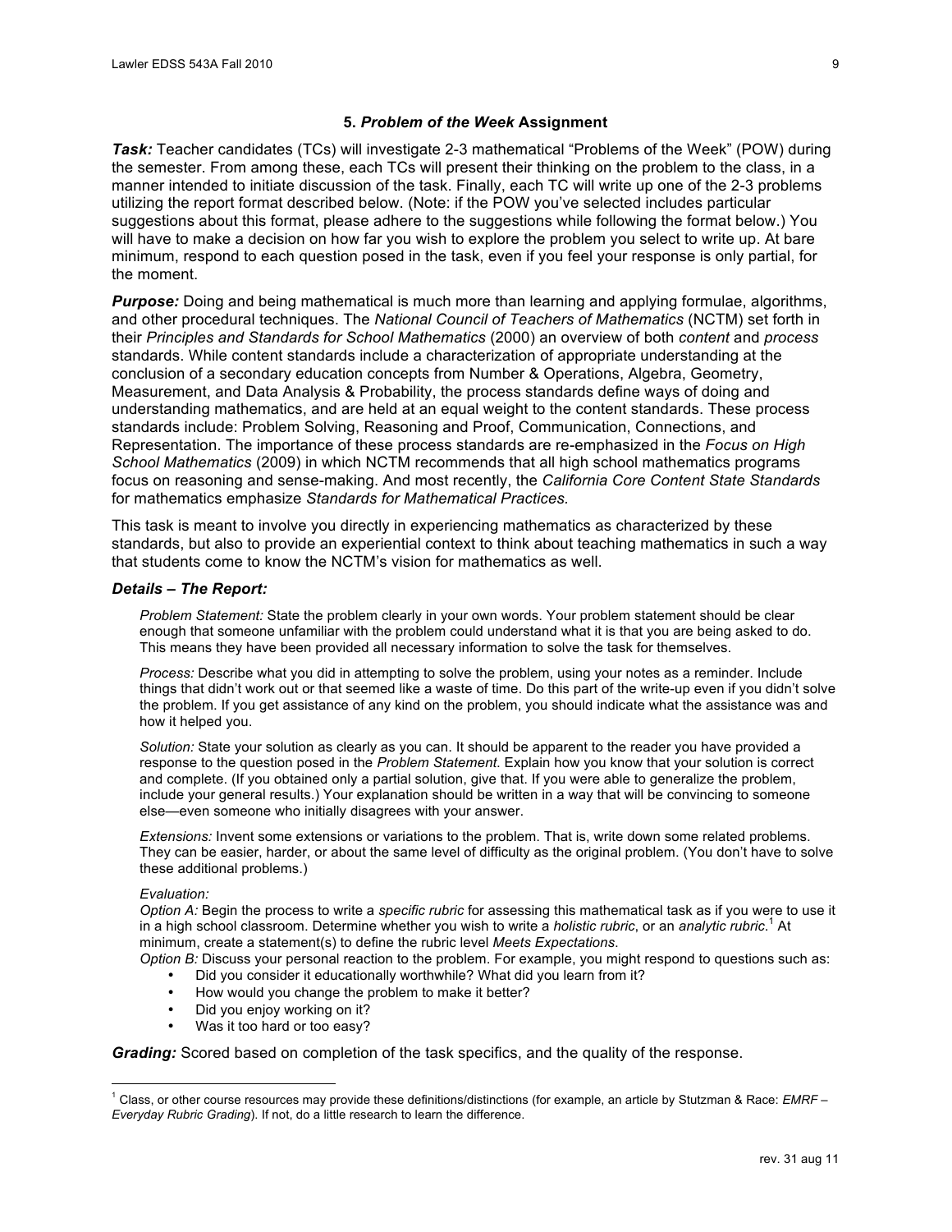### 5. *Problem of the Week* Assignment

***Task:*** Teacher candidates (TCs) will investigate 2-3 mathematical "Problems of the Week" (POW) during the semester. From among these, each TCs will present their thinking on the problem to the class, in a manner intended to initiate discussion of the task. Finally, each TC will write up one of the 2-3 problems utilizing the report format described below. (Note: if the POW you've selected includes particular suggestions about this format, please adhere to the suggestions while following the format below.) You will have to make a decision on how far you wish to explore the problem you select to write up. At bare minimum, respond to each question posed in the task, even if you feel your response is only partial, for the moment.

***Purpose:*** Doing and being mathematical is much more than learning and applying formulae, algorithms, and other procedural techniques. The *National Council of Teachers of Mathematics* (NCTM) set forth in their *Principles and Standards for School Mathematics* (2000) an overview of both *content* and *process* standards. While content standards include a characterization of appropriate understanding at the conclusion of a secondary education concepts from Number & Operations, Algebra, Geometry, Measurement, and Data Analysis & Probability, the process standards define ways of doing and understanding mathematics, and are held at an equal weight to the content standards. These process standards include: Problem Solving, Reasoning and Proof, Communication, Connections, and Representation. The importance of these process standards are re-emphasized in the *Focus on High School Mathematics* (2009) in which NCTM recommends that all high school mathematics programs focus on reasoning and sense-making. And most recently, the *California Core Content State Standards* for mathematics emphasize *Standards for Mathematical Practices*.

This task is meant to involve you directly in experiencing mathematics as characterized by these standards, but also to provide an experiential context to think about teaching mathematics in such a way that students come to know the NCTM's vision for mathematics as well.

***Details – The Report:***

*Problem Statement:* State the problem clearly in your own words. Your problem statement should be clear enough that someone unfamiliar with the problem could understand what it is that you are being asked to do. This means they have been provided all necessary information to solve the task for themselves.

*Process:* Describe what you did in attempting to solve the problem, using your notes as a reminder. Include things that didn't work out or that seemed like a waste of time. Do this part of the write-up even if you didn't solve the problem. If you get assistance of any kind on the problem, you should indicate what the assistance was and how it helped you.

*Solution:* State your solution as clearly as you can. It should be apparent to the reader you have provided a response to the question posed in the *Problem Statement*. Explain how you know that your solution is correct and complete. (If you obtained only a partial solution, give that. If you were able to generalize the problem, include your general results.) Your explanation should be written in a way that will be convincing to someone else—even someone who initially disagrees with your answer.

*Extensions:* Invent some extensions or variations to the problem. That is, write down some related problems. They can be easier, harder, or about the same level of difficulty as the original problem. (You don't have to solve these additional problems.)

*Evaluation:*
*Option A:* Begin the process to write a *specific rubric* for assessing this mathematical task as if you were to use it in a high school classroom. Determine whether you wish to write a *holistic rubric*, or an *analytic rubric*.[1] At minimum, create a statement(s) to define the rubric level *Meets Expectations*.
*Option B:* Discuss your personal reaction to the problem. For example, you might respond to questions such as:

- Did you consider it educationally worthwhile? What did you learn from it?
- How would you change the problem to make it better?
- Did you enjoy working on it?
- Was it too hard or too easy?

***Grading:*** Scored based on completion of the task specifics, and the quality of the response.

[1] Class, or other course resources may provide these definitions/distinctions (for example, an article by Stutzman & Race: *EMRF – Everyday Rubric Grading*). If not, do a little research to learn the difference.